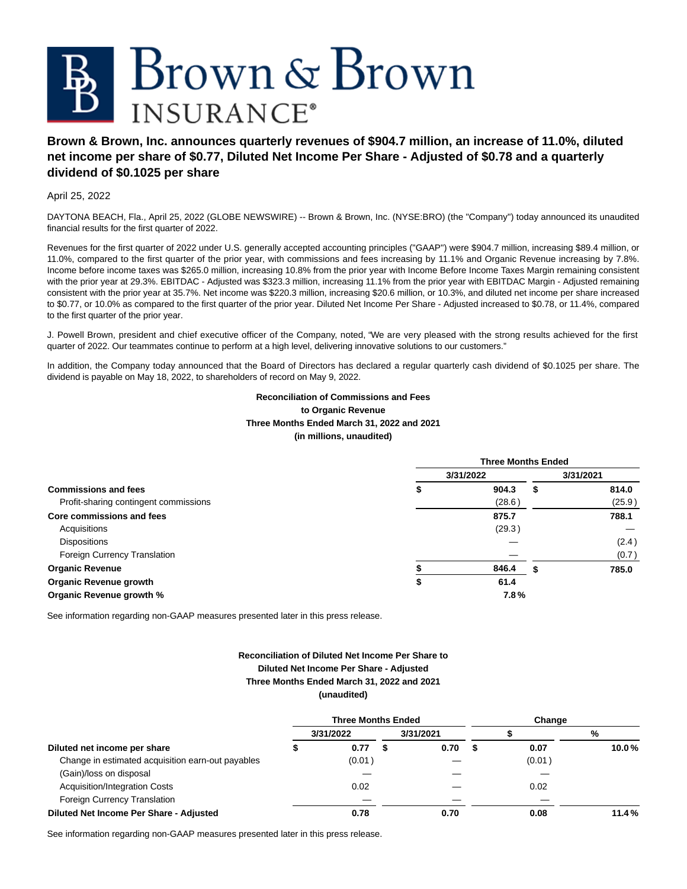# Brown & Brown INSURANCE®

## Brown & Brown, Inc. announces quarterly revenues of $904.7 million, an increase of 11.0%, diluted net income per share of $0.77, Diluted Net Income Per Share - Adjusted of $0.78 and a quarterly dividend of $0.1025 per share

April 25, 2022

DAYTONA BEACH, Fla., April 25, 2022 (GLOBE NEWSWIRE) -- Brown & Brown, Inc. (NYSE:BRO) (the "Company") today announced its unaudited financial results for the first quarter of 2022.

Revenues for the first quarter of 2022 under U.S. generally accepted accounting principles ("GAAP") were $904.7 million, increasing $89.4 million, or 11.0%, compared to the first quarter of the prior year, with commissions and fees increasing by 11.1% and Organic Revenue increasing by 7.8%. Income before income taxes was $265.0 million, increasing 10.8% from the prior year with Income Before Income Taxes Margin remaining consistent with the prior year at 29.3%. EBITDAC - Adjusted was $323.3 million, increasing 11.1% from the prior year with EBITDAC Margin - Adjusted remaining consistent with the prior year at 35.7%. Net income was $220.3 million, increasing $20.6 million, or 10.3%, and diluted net income per share increased to $0.77, or 10.0% as compared to the first quarter of the prior year. Diluted Net Income Per Share - Adjusted increased to $0.78, or 11.4%, compared to the first quarter of the prior year.

J. Powell Brown, president and chief executive officer of the Company, noted, "We are very pleased with the strong results achieved for the first quarter of 2022. Our teammates continue to perform at a high level, delivering innovative solutions to our customers."

In addition, the Company today announced that the Board of Directors has declared a regular quarterly cash dividend of $0.1025 per share. The dividend is payable on May 18, 2022, to shareholders of record on May 9, 2022.

**Reconciliation of Commissions and Fees to Organic Revenue Three Months Ended March 31, 2022 and 2021 (in millions, unaudited)**

| | Three Months Ended | |
|---|---|---|
| | 3/31/2022 | 3/31/2021 |
| **Commissions and fees** | $ **904.3** | $ **814.0** |
| Profit-sharing contingent commissions | (28.6) | (25.9) |
| **Core commissions and fees** | **875.7** | **788.1** |
| Acquisitions | (29.3) | — |
| Dispositions | — | (2.4) |
| Foreign Currency Translation | — | (0.7) |
| **Organic Revenue** | $ **846.4** | $ **785.0** |
| **Organic Revenue growth** | $ **61.4** | |
| **Organic Revenue growth %** | **7.8%** | |

See information regarding non-GAAP measures presented later in this press release.

**Reconciliation of Diluted Net Income Per Share to Diluted Net Income Per Share - Adjusted Three Months Ended March 31, 2022 and 2021 (unaudited)**

| | Three Months Ended | | Change | |
|---|---|---|---|---|
| | 3/31/2022 | 3/31/2021 | $ | % |
| **Diluted net income per share** | $ **0.77** | $ **0.70** | $ **0.07** | **10.0%** |
| Change in estimated acquisition earn-out payables | (0.01) | — | (0.01) | |
| (Gain)/loss on disposal | — | — | — | |
| Acquisition/Integration Costs | 0.02 | — | 0.02 | |
| Foreign Currency Translation | — | — | — | |
| **Diluted Net Income Per Share - Adjusted** | **0.78** | **0.70** | **0.08** | **11.4%** |

See information regarding non-GAAP measures presented later in this press release.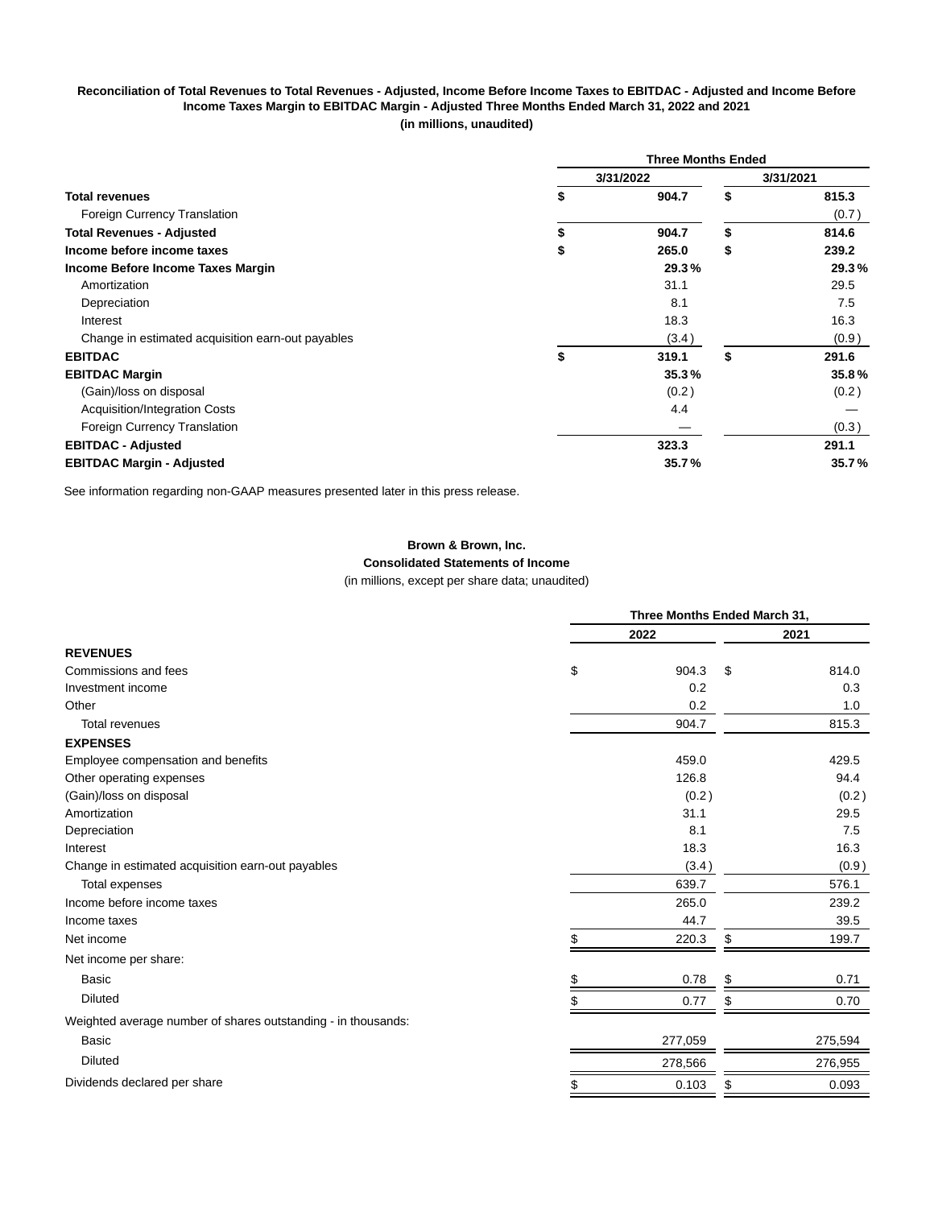**Reconciliation of Total Revenues to Total Revenues - Adjusted, Income Before Income Taxes to EBITDAC - Adjusted and Income Before Income Taxes Margin to EBITDAC Margin - Adjusted Three Months Ended March 31, 2022 and 2021**

**(in millions, unaudited)**

| | Three Months Ended | |
|---|---|---|
| | 3/31/2022 | 3/31/2021 |
| **Total revenues** | **$ 904.7** | **$ 815.3** |
| Foreign Currency Translation | | (0.7) |
| **Total Revenues - Adjusted** | **$ 904.7** | **$ 814.6** |
| **Income before income taxes** | **$ 265.0** | **$ 239.2** |
| **Income Before Income Taxes Margin** | **29.3%** | **29.3%** |
| Amortization | 31.1 | 29.5 |
| Depreciation | 8.1 | 7.5 |
| Interest | 18.3 | 16.3 |
| Change in estimated acquisition earn-out payables | (3.4) | (0.9) |
| **EBITDAC** | **$ 319.1** | **$ 291.6** |
| **EBITDAC Margin** | **35.3%** | **35.8%** |
| (Gain)/loss on disposal | (0.2) | (0.2) |
| Acquisition/Integration Costs | 4.4 | — |
| Foreign Currency Translation | — | (0.3) |
| **EBITDAC - Adjusted** | **323.3** | **291.1** |
| **EBITDAC Margin - Adjusted** | **35.7%** | **35.7%** |

See information regarding non-GAAP measures presented later in this press release.

**Brown & Brown, Inc.**

**Consolidated Statements of Income**

(in millions, except per share data; unaudited)

| | Three Months Ended March 31, | |
|---|---|---|
| | 2022 | 2021 |
| **REVENUES** | | |
| Commissions and fees | $ 904.3 | $ 814.0 |
| Investment income | 0.2 | 0.3 |
| Other | 0.2 | 1.0 |
| Total revenues | 904.7 | 815.3 |
| **EXPENSES** | | |
| Employee compensation and benefits | 459.0 | 429.5 |
| Other operating expenses | 126.8 | 94.4 |
| (Gain)/loss on disposal | (0.2) | (0.2) |
| Amortization | 31.1 | 29.5 |
| Depreciation | 8.1 | 7.5 |
| Interest | 18.3 | 16.3 |
| Change in estimated acquisition earn-out payables | (3.4) | (0.9) |
| Total expenses | 639.7 | 576.1 |
| Income before income taxes | 265.0 | 239.2 |
| Income taxes | 44.7 | 39.5 |
| Net income | $ 220.3 | $ 199.7 |
| Net income per share: | | |
| Basic | $ 0.78 | $ 0.71 |
| Diluted | $ 0.77 | $ 0.70 |
| Weighted average number of shares outstanding - in thousands: | | |
| Basic | 277,059 | 275,594 |
| Diluted | 278,566 | 276,955 |
| Dividends declared per share | $ 0.103 | $ 0.093 |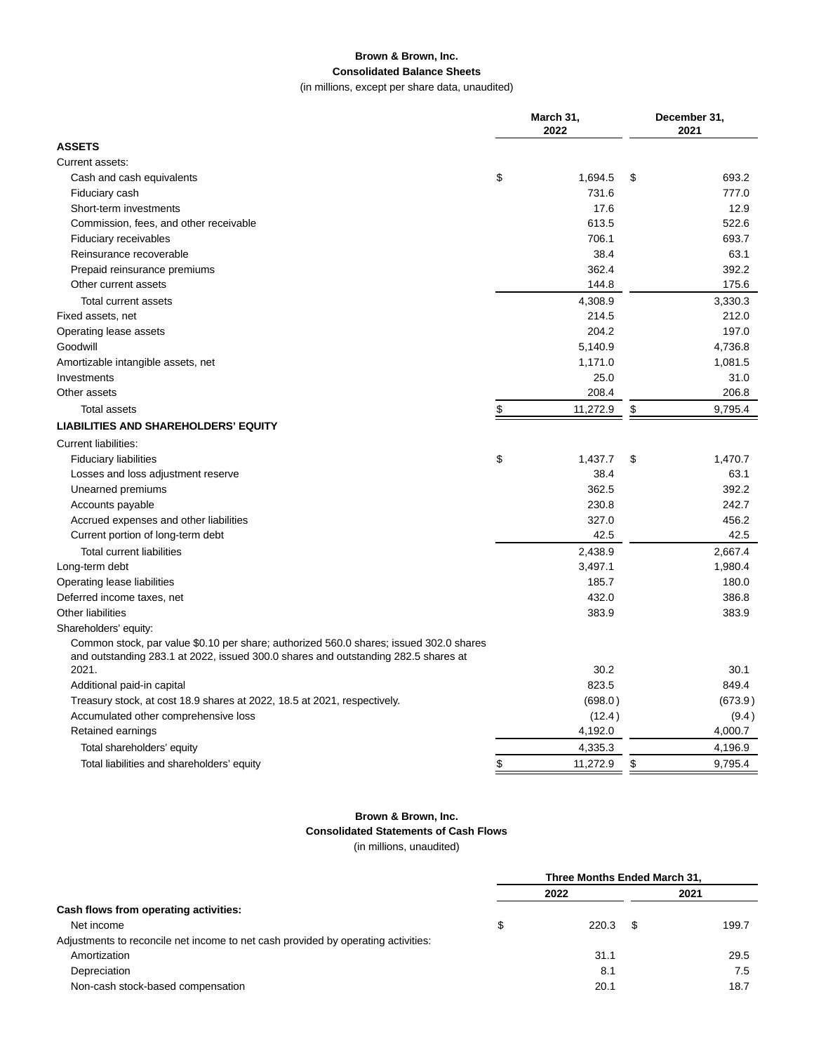**Brown & Brown, Inc.**
**Consolidated Balance Sheets**
(in millions, except per share data, unaudited)

| | March 31, 2022 | December 31, 2021 |
|---|---|---|
| **ASSETS** | | |
| Current assets: | | |
| Cash and cash equivalents | $ 1,694.5 | $ 693.2 |
| Fiduciary cash | 731.6 | 777.0 |
| Short-term investments | 17.6 | 12.9 |
| Commission, fees, and other receivable | 613.5 | 522.6 |
| Fiduciary receivables | 706.1 | 693.7 |
| Reinsurance recoverable | 38.4 | 63.1 |
| Prepaid reinsurance premiums | 362.4 | 392.2 |
| Other current assets | 144.8 | 175.6 |
| Total current assets | 4,308.9 | 3,330.3 |
| Fixed assets, net | 214.5 | 212.0 |
| Operating lease assets | 204.2 | 197.0 |
| Goodwill | 5,140.9 | 4,736.8 |
| Amortizable intangible assets, net | 1,171.0 | 1,081.5 |
| Investments | 25.0 | 31.0 |
| Other assets | 208.4 | 206.8 |
| Total assets | $ 11,272.9 | $ 9,795.4 |
| **LIABILITIES AND SHAREHOLDERS' EQUITY** | | |
| Current liabilities: | | |
| Fiduciary liabilities | $ 1,437.7 | $ 1,470.7 |
| Losses and loss adjustment reserve | 38.4 | 63.1 |
| Unearned premiums | 362.5 | 392.2 |
| Accounts payable | 230.8 | 242.7 |
| Accrued expenses and other liabilities | 327.0 | 456.2 |
| Current portion of long-term debt | 42.5 | 42.5 |
| Total current liabilities | 2,438.9 | 2,667.4 |
| Long-term debt | 3,497.1 | 1,980.4 |
| Operating lease liabilities | 185.7 | 180.0 |
| Deferred income taxes, net | 432.0 | 386.8 |
| Other liabilities | 383.9 | 383.9 |
| Shareholders' equity: | | |
| Common stock, par value $0.10 per share; authorized 560.0 shares; issued 302.0 shares and outstanding 283.1 at 2022, issued 300.0 shares and outstanding 282.5 shares at 2021. | 30.2 | 30.1 |
| Additional paid-in capital | 823.5 | 849.4 |
| Treasury stock, at cost 18.9 shares at 2022, 18.5 at 2021, respectively. | (698.0) | (673.9) |
| Accumulated other comprehensive loss | (12.4) | (9.4) |
| Retained earnings | 4,192.0 | 4,000.7 |
| Total shareholders' equity | 4,335.3 | 4,196.9 |
| Total liabilities and shareholders' equity | $ 11,272.9 | $ 9,795.4 |

**Brown & Brown, Inc.**
**Consolidated Statements of Cash Flows**
(in millions, unaudited)

| | Three Months Ended March 31, | |
|---|---|---|
| | 2022 | 2021 |
| **Cash flows from operating activities:** | | |
| Net income | $ 220.3 | $ 199.7 |
| Adjustments to reconcile net income to net cash provided by operating activities: | | |
| Amortization | 31.1 | 29.5 |
| Depreciation | 8.1 | 7.5 |
| Non-cash stock-based compensation | 20.1 | 18.7 |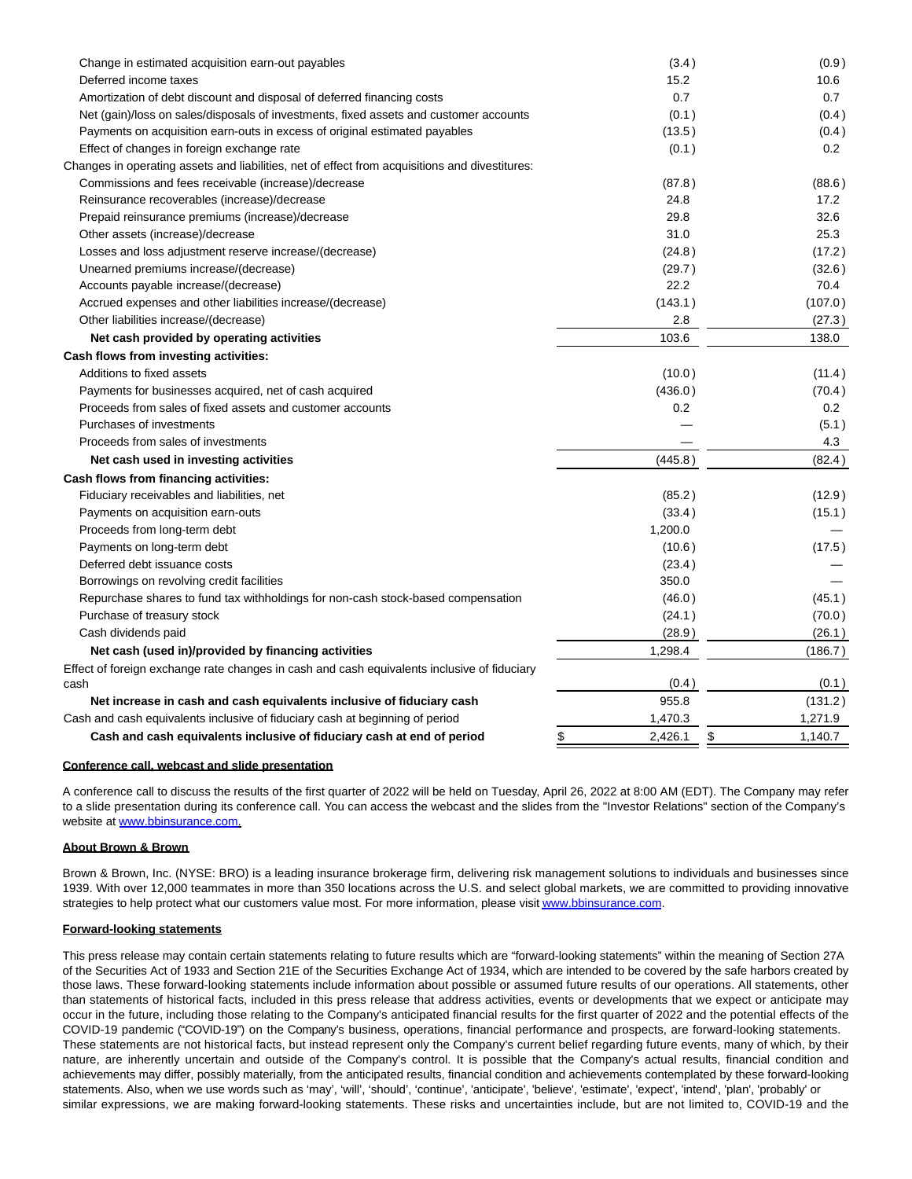| | | |
|---|---|---|
| Change in estimated acquisition earn-out payables | (3.4) | (0.9) |
| Deferred income taxes | 15.2 | 10.6 |
| Amortization of debt discount and disposal of deferred financing costs | 0.7 | 0.7 |
| Net (gain)/loss on sales/disposals of investments, fixed assets and customer accounts | (0.1) | (0.4) |
| Payments on acquisition earn-outs in excess of original estimated payables | (13.5) | (0.4) |
| Effect of changes in foreign exchange rate | (0.1) | 0.2 |
| Changes in operating assets and liabilities, net of effect from acquisitions and divestitures: | | |
| Commissions and fees receivable (increase)/decrease | (87.8) | (88.6) |
| Reinsurance recoverables (increase)/decrease | 24.8 | 17.2 |
| Prepaid reinsurance premiums (increase)/decrease | 29.8 | 32.6 |
| Other assets (increase)/decrease | 31.0 | 25.3 |
| Losses and loss adjustment reserve increase/(decrease) | (24.8) | (17.2) |
| Unearned premiums increase/(decrease) | (29.7) | (32.6) |
| Accounts payable increase/(decrease) | 22.2 | 70.4 |
| Accrued expenses and other liabilities increase/(decrease) | (143.1) | (107.0) |
| Other liabilities increase/(decrease) | 2.8 | (27.3) |
| **Net cash provided by operating activities** | 103.6 | 138.0 |
| **Cash flows from investing activities:** | | |
| Additions to fixed assets | (10.0) | (11.4) |
| Payments for businesses acquired, net of cash acquired | (436.0) | (70.4) |
| Proceeds from sales of fixed assets and customer accounts | 0.2 | 0.2 |
| Purchases of investments | — | (5.1) |
| Proceeds from sales of investments | — | 4.3 |
| **Net cash used in investing activities** | (445.8) | (82.4) |
| **Cash flows from financing activities:** | | |
| Fiduciary receivables and liabilities, net | (85.2) | (12.9) |
| Payments on acquisition earn-outs | (33.4) | (15.1) |
| Proceeds from long-term debt | 1,200.0 | — |
| Payments on long-term debt | (10.6) | (17.5) |
| Deferred debt issuance costs | (23.4) | — |
| Borrowings on revolving credit facilities | 350.0 | — |
| Repurchase shares to fund tax withholdings for non-cash stock-based compensation | (46.0) | (45.1) |
| Purchase of treasury stock | (24.1) | (70.0) |
| Cash dividends paid | (28.9) | (26.1) |
| **Net cash (used in)/provided by financing activities** | 1,298.4 | (186.7) |
| Effect of foreign exchange rate changes in cash and cash equivalents inclusive of fiduciary cash | (0.4) | (0.1) |
| **Net increase in cash and cash equivalents inclusive of fiduciary cash** | 955.8 | (131.2) |
| Cash and cash equivalents inclusive of fiduciary cash at beginning of period | 1,470.3 | 1,271.9 |
| **Cash and cash equivalents inclusive of fiduciary cash at end of period** | $ 2,426.1 | $ 1,140.7 |

**Conference call, webcast and slide presentation**

A conference call to discuss the results of the first quarter of 2022 will be held on Tuesday, April 26, 2022 at 8:00 AM (EDT). The Company may refer to a slide presentation during its conference call. You can access the webcast and the slides from the "Investor Relations" section of the Company's website at www.bbinsurance.com.

**About Brown & Brown**

Brown & Brown, Inc. (NYSE: BRO) is a leading insurance brokerage firm, delivering risk management solutions to individuals and businesses since 1939. With over 12,000 teammates in more than 350 locations across the U.S. and select global markets, we are committed to providing innovative strategies to help protect what our customers value most. For more information, please visit www.bbinsurance.com.

**Forward-looking statements**

This press release may contain certain statements relating to future results which are "forward-looking statements" within the meaning of Section 27A of the Securities Act of 1933 and Section 21E of the Securities Exchange Act of 1934, which are intended to be covered by the safe harbors created by those laws. These forward-looking statements include information about possible or assumed future results of our operations. All statements, other than statements of historical facts, included in this press release that address activities, events or developments that we expect or anticipate may occur in the future, including those relating to the Company's anticipated financial results for the first quarter of 2022 and the potential effects of the COVID-19 pandemic ("COVID-19") on the Company's business, operations, financial performance and prospects, are forward-looking statements. These statements are not historical facts, but instead represent only the Company's current belief regarding future events, many of which, by their nature, are inherently uncertain and outside of the Company's control. It is possible that the Company's actual results, financial condition and achievements may differ, possibly materially, from the anticipated results, financial condition and achievements contemplated by these forward-looking statements. Also, when we use words such as 'may', 'will', 'should', 'continue', 'anticipate', 'believe', 'estimate', 'expect', 'intend', 'plan', 'probably' or similar expressions, we are making forward-looking statements. These risks and uncertainties include, but are not limited to, COVID-19 and the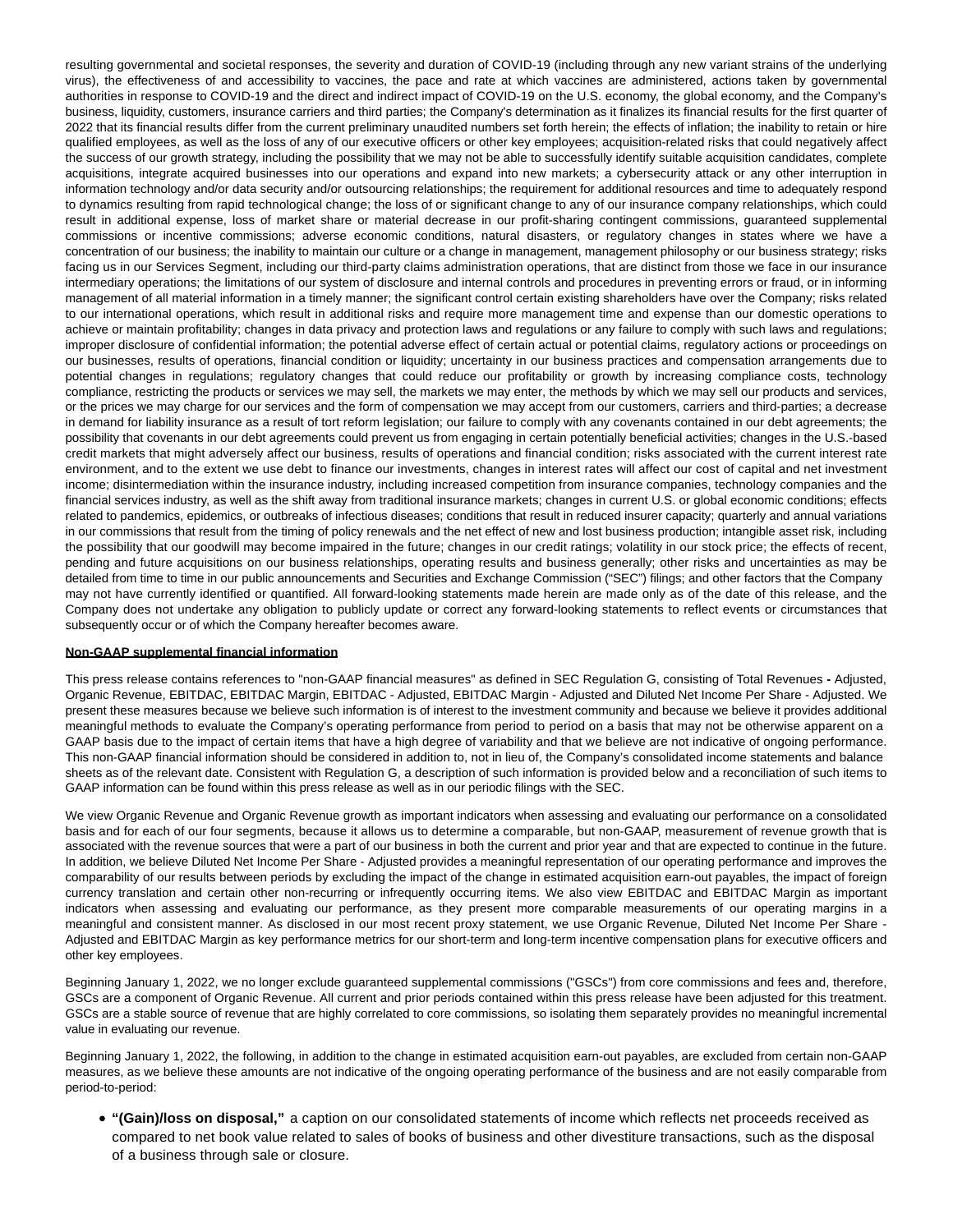resulting governmental and societal responses, the severity and duration of COVID-19 (including through any new variant strains of the underlying virus), the effectiveness of and accessibility to vaccines, the pace and rate at which vaccines are administered, actions taken by governmental authorities in response to COVID-19 and the direct and indirect impact of COVID-19 on the U.S. economy, the global economy, and the Company's business, liquidity, customers, insurance carriers and third parties; the Company's determination as it finalizes its financial results for the first quarter of 2022 that its financial results differ from the current preliminary unaudited numbers set forth herein; the effects of inflation; the inability to retain or hire qualified employees, as well as the loss of any of our executive officers or other key employees; acquisition-related risks that could negatively affect the success of our growth strategy, including the possibility that we may not be able to successfully identify suitable acquisition candidates, complete acquisitions, integrate acquired businesses into our operations and expand into new markets; a cybersecurity attack or any other interruption in information technology and/or data security and/or outsourcing relationships; the requirement for additional resources and time to adequately respond to dynamics resulting from rapid technological change; the loss of or significant change to any of our insurance company relationships, which could result in additional expense, loss of market share or material decrease in our profit-sharing contingent commissions, guaranteed supplemental commissions or incentive commissions; adverse economic conditions, natural disasters, or regulatory changes in states where we have a concentration of our business; the inability to maintain our culture or a change in management, management philosophy or our business strategy; risks facing us in our Services Segment, including our third-party claims administration operations, that are distinct from those we face in our insurance intermediary operations; the limitations of our system of disclosure and internal controls and procedures in preventing errors or fraud, or in informing management of all material information in a timely manner; the significant control certain existing shareholders have over the Company; risks related to our international operations, which result in additional risks and require more management time and expense than our domestic operations to achieve or maintain profitability; changes in data privacy and protection laws and regulations or any failure to comply with such laws and regulations; improper disclosure of confidential information; the potential adverse effect of certain actual or potential claims, regulatory actions or proceedings on our businesses, results of operations, financial condition or liquidity; uncertainty in our business practices and compensation arrangements due to potential changes in regulations; regulatory changes that could reduce our profitability or growth by increasing compliance costs, technology compliance, restricting the products or services we may sell, the markets we may enter, the methods by which we may sell our products and services, or the prices we may charge for our services and the form of compensation we may accept from our customers, carriers and third-parties; a decrease in demand for liability insurance as a result of tort reform legislation; our failure to comply with any covenants contained in our debt agreements; the possibility that covenants in our debt agreements could prevent us from engaging in certain potentially beneficial activities; changes in the U.S.-based credit markets that might adversely affect our business, results of operations and financial condition; risks associated with the current interest rate environment, and to the extent we use debt to finance our investments, changes in interest rates will affect our cost of capital and net investment income; disintermediation within the insurance industry, including increased competition from insurance companies, technology companies and the financial services industry, as well as the shift away from traditional insurance markets; changes in current U.S. or global economic conditions; effects related to pandemics, epidemics, or outbreaks of infectious diseases; conditions that result in reduced insurer capacity; quarterly and annual variations in our commissions that result from the timing of policy renewals and the net effect of new and lost business production; intangible asset risk, including the possibility that our goodwill may become impaired in the future; changes in our credit ratings; volatility in our stock price; the effects of recent, pending and future acquisitions on our business relationships, operating results and business generally; other risks and uncertainties as may be detailed from time to time in our public announcements and Securities and Exchange Commission ("SEC") filings; and other factors that the Company may not have currently identified or quantified. All forward-looking statements made herein are made only as of the date of this release, and the Company does not undertake any obligation to publicly update or correct any forward-looking statements to reflect events or circumstances that subsequently occur or of which the Company hereafter becomes aware.

**Non-GAAP supplemental financial information**

This press release contains references to "non-GAAP financial measures" as defined in SEC Regulation G, consisting of Total Revenues **-** Adjusted, Organic Revenue, EBITDAC, EBITDAC Margin, EBITDAC - Adjusted, EBITDAC Margin - Adjusted and Diluted Net Income Per Share - Adjusted. We present these measures because we believe such information is of interest to the investment community and because we believe it provides additional meaningful methods to evaluate the Company's operating performance from period to period on a basis that may not be otherwise apparent on a GAAP basis due to the impact of certain items that have a high degree of variability and that we believe are not indicative of ongoing performance. This non-GAAP financial information should be considered in addition to, not in lieu of, the Company's consolidated income statements and balance sheets as of the relevant date. Consistent with Regulation G, a description of such information is provided below and a reconciliation of such items to GAAP information can be found within this press release as well as in our periodic filings with the SEC.

We view Organic Revenue and Organic Revenue growth as important indicators when assessing and evaluating our performance on a consolidated basis and for each of our four segments, because it allows us to determine a comparable, but non-GAAP, measurement of revenue growth that is associated with the revenue sources that were a part of our business in both the current and prior year and that are expected to continue in the future. In addition, we believe Diluted Net Income Per Share - Adjusted provides a meaningful representation of our operating performance and improves the comparability of our results between periods by excluding the impact of the change in estimated acquisition earn-out payables, the impact of foreign currency translation and certain other non-recurring or infrequently occurring items. We also view EBITDAC and EBITDAC Margin as important indicators when assessing and evaluating our performance, as they present more comparable measurements of our operating margins in a meaningful and consistent manner. As disclosed in our most recent proxy statement, we use Organic Revenue, Diluted Net Income Per Share - Adjusted and EBITDAC Margin as key performance metrics for our short-term and long-term incentive compensation plans for executive officers and other key employees.

Beginning January 1, 2022, we no longer exclude guaranteed supplemental commissions ("GSCs") from core commissions and fees and, therefore, GSCs are a component of Organic Revenue. All current and prior periods contained within this press release have been adjusted for this treatment. GSCs are a stable source of revenue that are highly correlated to core commissions, so isolating them separately provides no meaningful incremental value in evaluating our revenue.

Beginning January 1, 2022, the following, in addition to the change in estimated acquisition earn-out payables, are excluded from certain non-GAAP measures, as we believe these amounts are not indicative of the ongoing operating performance of the business and are not easily comparable from period-to-period:

- **"(Gain)/loss on disposal,"** a caption on our consolidated statements of income which reflects net proceeds received as compared to net book value related to sales of books of business and other divestiture transactions, such as the disposal of a business through sale or closure.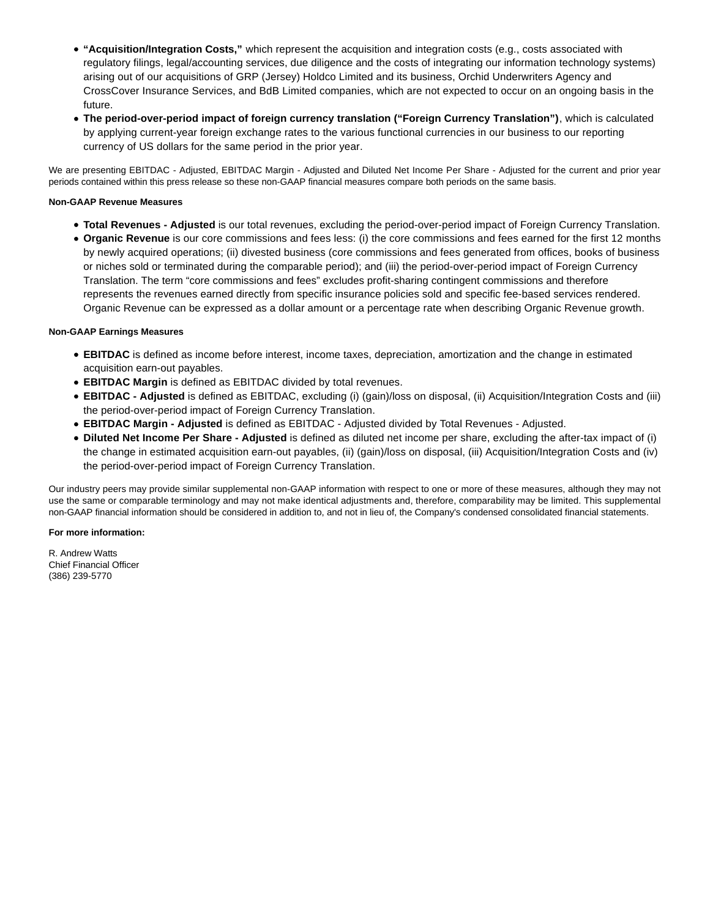- **“Acquisition/Integration Costs,”** which represent the acquisition and integration costs (e.g., costs associated with regulatory filings, legal/accounting services, due diligence and the costs of integrating our information technology systems) arising out of our acquisitions of GRP (Jersey) Holdco Limited and its business, Orchid Underwriters Agency and CrossCover Insurance Services, and BdB Limited companies, which are not expected to occur on an ongoing basis in the future.
- **The period-over-period impact of foreign currency translation (“Foreign Currency Translation”)**, which is calculated by applying current-year foreign exchange rates to the various functional currencies in our business to our reporting currency of US dollars for the same period in the prior year.

We are presenting EBITDAC - Adjusted, EBITDAC Margin - Adjusted and Diluted Net Income Per Share - Adjusted for the current and prior year periods contained within this press release so these non-GAAP financial measures compare both periods on the same basis.

**Non-GAAP Revenue Measures**

- **Total Revenues - Adjusted** is our total revenues, excluding the period-over-period impact of Foreign Currency Translation.
- **Organic Revenue** is our core commissions and fees less: (i) the core commissions and fees earned for the first 12 months by newly acquired operations; (ii) divested business (core commissions and fees generated from offices, books of business or niches sold or terminated during the comparable period); and (iii) the period-over-period impact of Foreign Currency Translation. The term “core commissions and fees” excludes profit-sharing contingent commissions and therefore represents the revenues earned directly from specific insurance policies sold and specific fee-based services rendered. Organic Revenue can be expressed as a dollar amount or a percentage rate when describing Organic Revenue growth.

**Non-GAAP Earnings Measures**

- **EBITDAC** is defined as income before interest, income taxes, depreciation, amortization and the change in estimated acquisition earn-out payables.
- **EBITDAC Margin** is defined as EBITDAC divided by total revenues.
- **EBITDAC - Adjusted** is defined as EBITDAC, excluding (i) (gain)/loss on disposal, (ii) Acquisition/Integration Costs and (iii) the period-over-period impact of Foreign Currency Translation.
- **EBITDAC Margin - Adjusted** is defined as EBITDAC - Adjusted divided by Total Revenues - Adjusted.
- **Diluted Net Income Per Share - Adjusted** is defined as diluted net income per share, excluding the after-tax impact of (i) the change in estimated acquisition earn-out payables, (ii) (gain)/loss on disposal, (iii) Acquisition/Integration Costs and (iv) the period-over-period impact of Foreign Currency Translation.

Our industry peers may provide similar supplemental non-GAAP information with respect to one or more of these measures, although they may not use the same or comparable terminology and may not make identical adjustments and, therefore, comparability may be limited. This supplemental non-GAAP financial information should be considered in addition to, and not in lieu of, the Company's condensed consolidated financial statements.

**For more information:**

R. Andrew Watts
Chief Financial Officer
(386) 239-5770